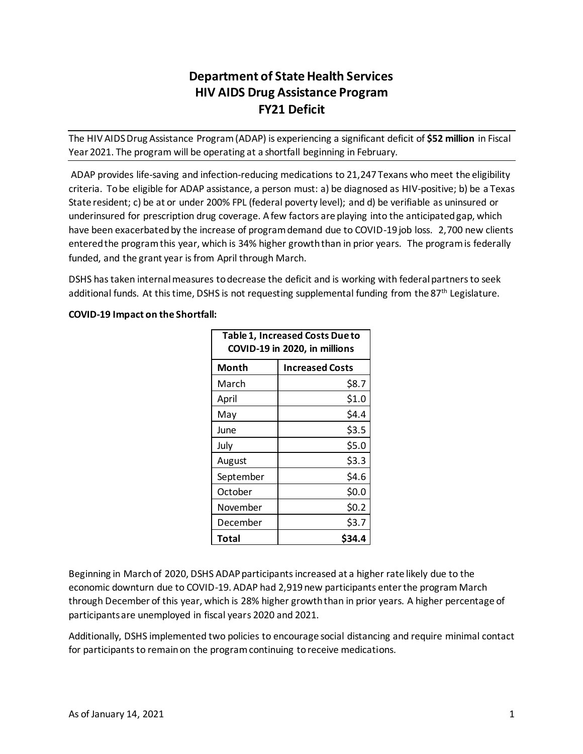# Department of State Health Services
# HIV AIDS Drug Assistance Program
# FY21 Deficit

The HIV AIDS Drug Assistance Program (ADAP) is experiencing a significant deficit of **$52 million** in Fiscal Year 2021. The program will be operating at a shortfall beginning in February.

ADAP provides life-saving and infection-reducing medications to 21,247 Texans who meet the eligibility criteria. To be eligible for ADAP assistance, a person must: a) be diagnosed as HIV-positive; b) be a Texas State resident; c) be at or under 200% FPL (federal poverty level); and d) be verifiable as uninsured or underinsured for prescription drug coverage. A few factors are playing into the anticipated gap, which have been exacerbated by the increase of program demand due to COVID-19 job loss. 2,700 new clients entered the program this year, which is 34% higher growth than in prior years. The program is federally funded, and the grant year is from April through March.

DSHS has taken internal measures to decrease the deficit and is working with federal partners to seek additional funds. At this time, DSHS is not requesting supplemental funding from the 87th Legislature.

**COVID-19 Impact on the Shortfall:**

**Table 1, Increased Costs Due to COVID-19 in 2020, in millions**

| Month | Increased Costs |
|---|---|
| March | $8.7 |
| April | $1.0 |
| May | $4.4 |
| June | $3.5 |
| July | $5.0 |
| August | $3.3 |
| September | $4.6 |
| October | $0.0 |
| November | $0.2 |
| December | $3.7 |
| **Total** | **$34.4** |

Beginning in March of 2020, DSHS ADAP participants increased at a higher rate likely due to the economic downturn due to COVID-19. ADAP had 2,919 new participants enter the program March through December of this year, which is 28% higher growth than in prior years. A higher percentage of participants are unemployed in fiscal years 2020 and 2021.

Additionally, DSHS implemented two policies to encourage social distancing and require minimal contact for participants to remain on the program continuing to receive medications.

As of January 14, 2021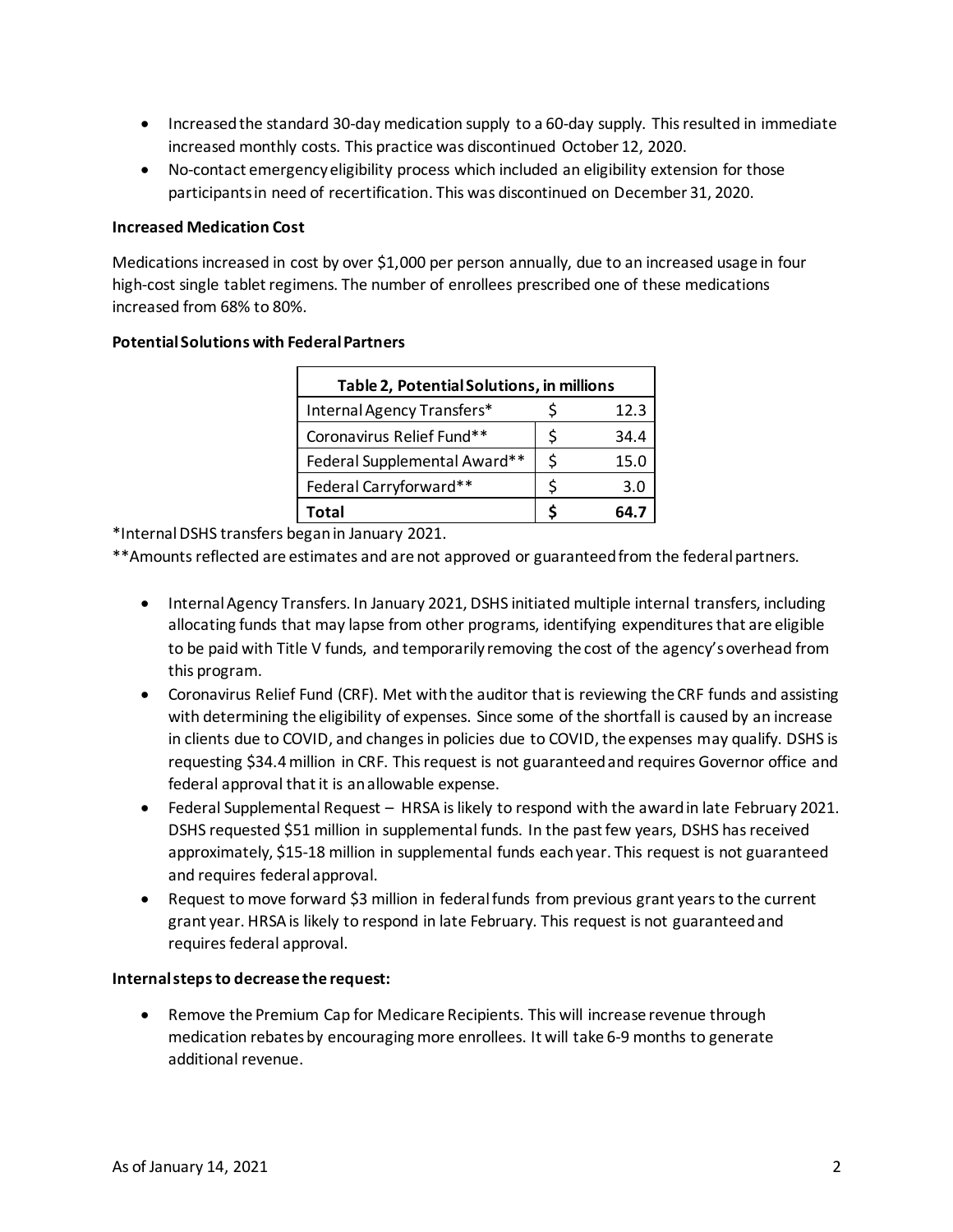- Increased the standard 30-day medication supply to a 60-day supply. This resulted in immediate increased monthly costs. This practice was discontinued October 12, 2020.
- No-contact emergency eligibility process which included an eligibility extension for those participants in need of recertification. This was discontinued on December 31, 2020.

**Increased Medication Cost**

Medications increased in cost by over $1,000 per person annually, due to an increased usage in four high-cost single tablet regimens. The number of enrollees prescribed one of these medications increased from 68% to 80%.

**Potential Solutions with Federal Partners**

| Table 2, Potential Solutions, in millions | | |
|---|---|---|
| Internal Agency Transfers* | $ | 12.3 |
| Coronavirus Relief Fund** | $ | 34.4 |
| Federal Supplemental Award** | $ | 15.0 |
| Federal Carryforward** | $ | 3.0 |
| **Total** | **$** | **64.7** |

*Internal DSHS transfers began in January 2021.

**Amounts reflected are estimates and are not approved or guaranteed from the federal partners.

- Internal Agency Transfers. In January 2021, DSHS initiated multiple internal transfers, including allocating funds that may lapse from other programs, identifying expenditures that are eligible to be paid with Title V funds, and temporarily removing the cost of the agency's overhead from this program.
- Coronavirus Relief Fund (CRF). Met with the auditor that is reviewing the CRF funds and assisting with determining the eligibility of expenses. Since some of the shortfall is caused by an increase in clients due to COVID, and changes in policies due to COVID, the expenses may qualify. DSHS is requesting $34.4 million in CRF. This request is not guaranteed and requires Governor office and federal approval that it is an allowable expense.
- Federal Supplemental Request – HRSA is likely to respond with the award in late February 2021. DSHS requested $51 million in supplemental funds. In the past few years, DSHS has received approximately, $15-18 million in supplemental funds each year. This request is not guaranteed and requires federal approval.
- Request to move forward $3 million in federal funds from previous grant years to the current grant year. HRSA is likely to respond in late February. This request is not guaranteed and requires federal approval.

**Internal steps to decrease the request:**

- Remove the Premium Cap for Medicare Recipients. This will increase revenue through medication rebates by encouraging more enrollees. It will take 6-9 months to generate additional revenue.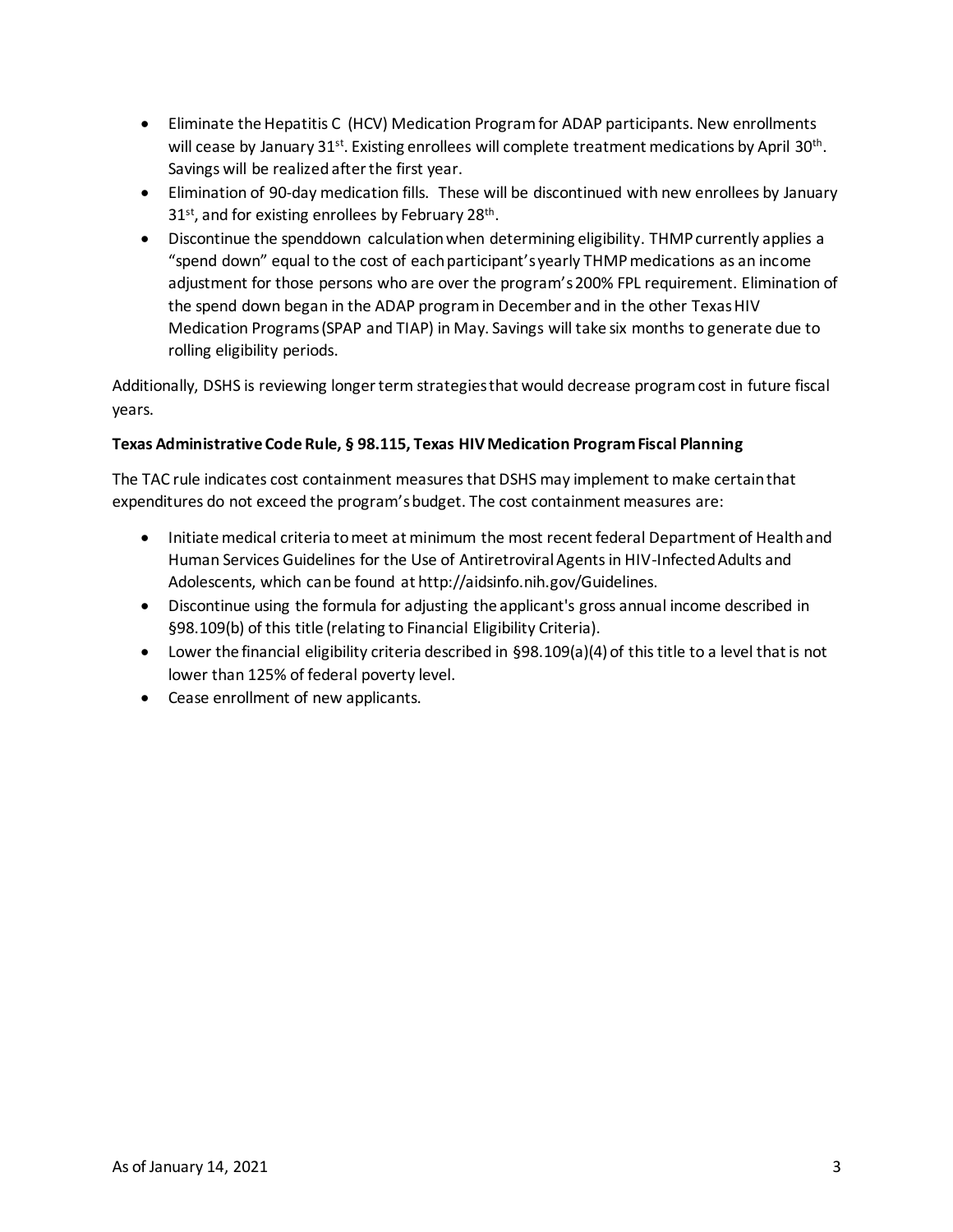- Eliminate the Hepatitis C (HCV) Medication Program for ADAP participants. New enrollments will cease by January 31st. Existing enrollees will complete treatment medications by April 30th. Savings will be realized after the first year.
- Elimination of 90-day medication fills. These will be discontinued with new enrollees by January 31st, and for existing enrollees by February 28th.
- Discontinue the spenddown calculation when determining eligibility. THMP currently applies a "spend down" equal to the cost of each participant's yearly THMP medications as an income adjustment for those persons who are over the program's 200% FPL requirement. Elimination of the spend down began in the ADAP program in December and in the other Texas HIV Medication Programs (SPAP and TIAP) in May. Savings will take six months to generate due to rolling eligibility periods.

Additionally, DSHS is reviewing longer term strategies that would decrease program cost in future fiscal years.

**Texas Administrative Code Rule, § 98.115, Texas HIV Medication Program Fiscal Planning**

The TAC rule indicates cost containment measures that DSHS may implement to make certain that expenditures do not exceed the program's budget. The cost containment measures are:

- Initiate medical criteria to meet at minimum the most recent federal Department of Health and Human Services Guidelines for the Use of Antiretroviral Agents in HIV-Infected Adults and Adolescents, which can be found at http://aidsinfo.nih.gov/Guidelines.
- Discontinue using the formula for adjusting the applicant's gross annual income described in §98.109(b) of this title (relating to Financial Eligibility Criteria).
- Lower the financial eligibility criteria described in §98.109(a)(4) of this title to a level that is not lower than 125% of federal poverty level.
- Cease enrollment of new applicants.

As of January 14, 2021